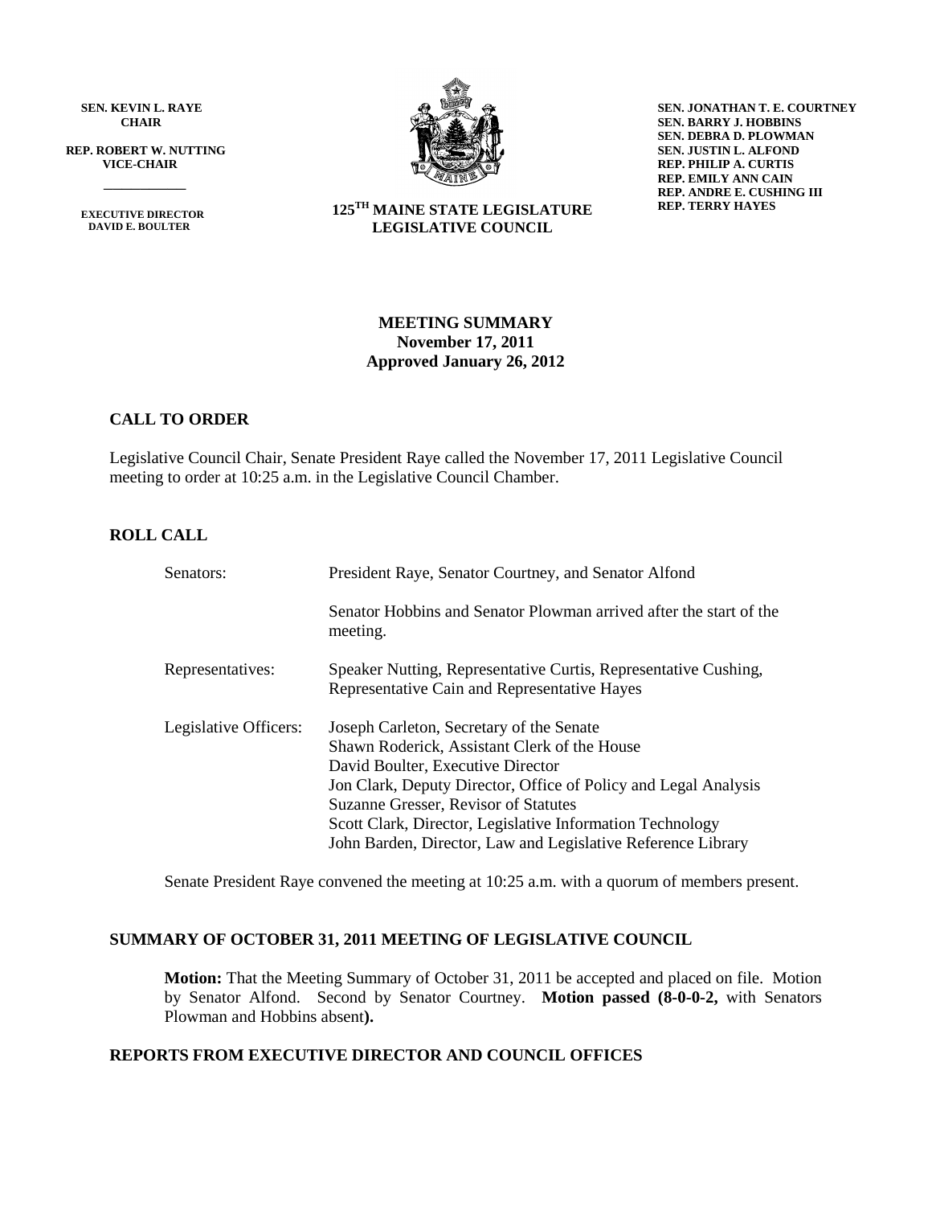**SEN. KEVIN L. RAYE**
**CHAIR**

**REP. ROBERT W. NUTTING**
**VICE-CHAIR**

**EXECUTIVE DIRECTOR**
**DAVID E. BOULTER**

**SEN. JONATHAN T. E. COURTNEY**
**SEN. BARRY J. HOBBINS**
**SEN. DEBRA D. PLOWMAN**
**SEN. JUSTIN L. ALFOND**
**REP. PHILIP A. CURTIS**
**REP. EMILY ANN CAIN**
**REP. ANDRE E. CUSHING III**
**REP. TERRY HAYES**

**125TH MAINE STATE LEGISLATURE**
**LEGISLATIVE COUNCIL**

# MEETING SUMMARY
## November 17, 2011
## Approved January 26, 2012

### CALL TO ORDER

Legislative Council Chair, Senate President Raye called the November 17, 2011 Legislative Council meeting to order at 10:25 a.m. in the Legislative Council Chamber.

### ROLL CALL

| | |
|---|---|
| Senators: | President Raye, Senator Courtney, and Senator Alfond<br><br>Senator Hobbins and Senator Plowman arrived after the start of the meeting. |
| Representatives: | Speaker Nutting, Representative Curtis, Representative Cushing, Representative Cain and Representative Hayes |
| Legislative Officers: | Joseph Carleton, Secretary of the Senate<br>Shawn Roderick, Assistant Clerk of the House<br>David Boulter, Executive Director<br>Jon Clark, Deputy Director, Office of Policy and Legal Analysis<br>Suzanne Gresser, Revisor of Statutes<br>Scott Clark, Director, Legislative Information Technology<br>John Barden, Director, Law and Legislative Reference Library |

Senate President Raye convened the meeting at 10:25 a.m. with a quorum of members present.

### SUMMARY OF OCTOBER 31, 2011 MEETING OF LEGISLATIVE COUNCIL

**Motion:** That the Meeting Summary of October 31, 2011 be accepted and placed on file. Motion by Senator Alfond. Second by Senator Courtney. **Motion passed (8-0-0-2,** with Senators Plowman and Hobbins absent**).**

### REPORTS FROM EXECUTIVE DIRECTOR AND COUNCIL OFFICES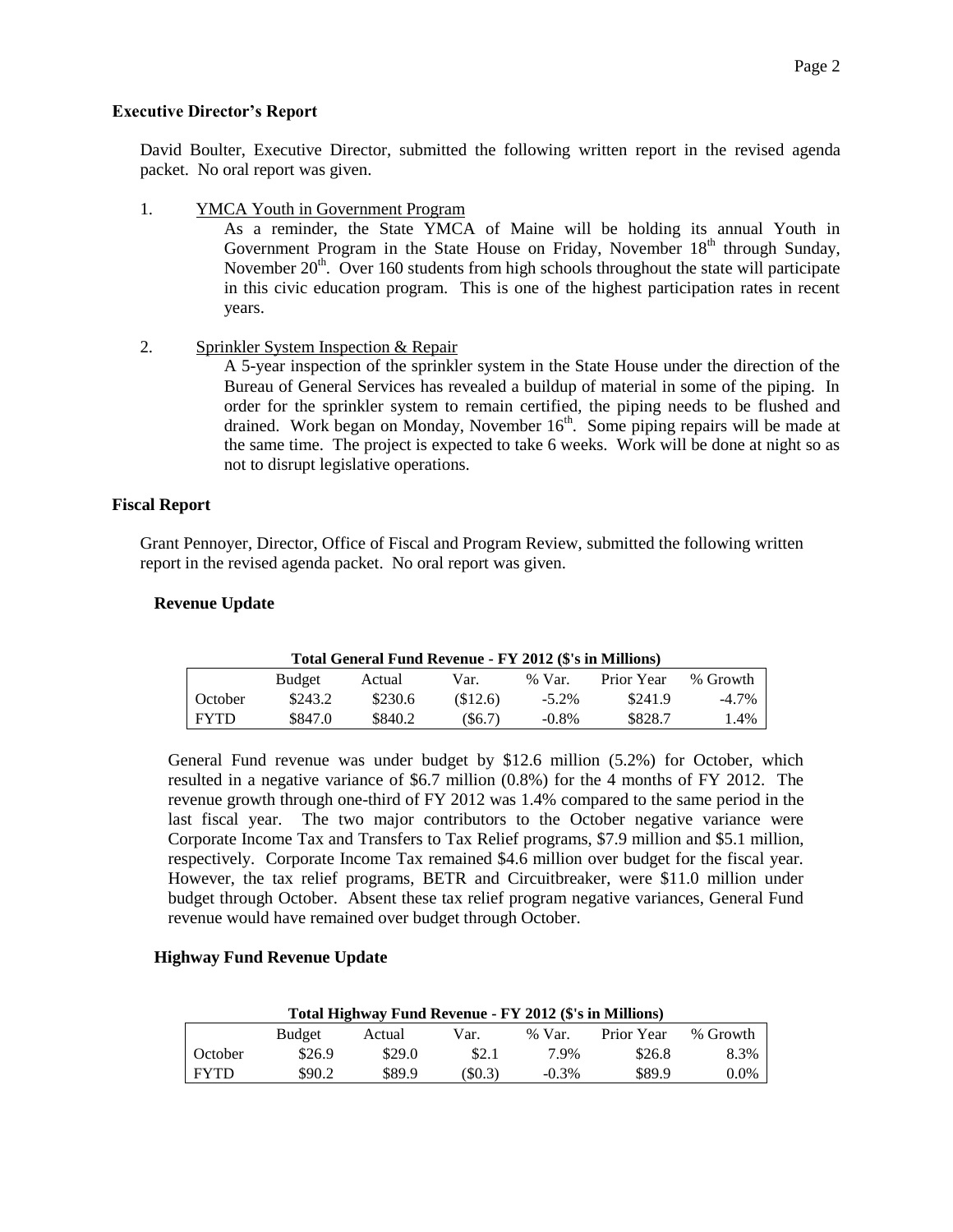## Executive Director's Report

David Boulter, Executive Director, submitted the following written report in the revised agenda packet. No oral report was given.

1. YMCA Youth in Government Program

   As a reminder, the State YMCA of Maine will be holding its annual Youth in Government Program in the State House on Friday, November 18th through Sunday, November 20th. Over 160 students from high schools throughout the state will participate in this civic education program. This is one of the highest participation rates in recent years.

2. Sprinkler System Inspection & Repair

   A 5-year inspection of the sprinkler system in the State House under the direction of the Bureau of General Services has revealed a buildup of material in some of the piping. In order for the sprinkler system to remain certified, the piping needs to be flushed and drained. Work began on Monday, November 16th. Some piping repairs will be made at the same time. The project is expected to take 6 weeks. Work will be done at night so as not to disrupt legislative operations.

## Fiscal Report

Grant Pennoyer, Director, Office of Fiscal and Program Review, submitted the following written report in the revised agenda packet. No oral report was given.

### Revenue Update

**Total General Fund Revenue - FY 2012 ($'s in Millions)**

| | Budget | Actual | Var. | % Var. | Prior Year | % Growth |
|---|---|---|---|---|---|---|
| October | $243.2 | $230.6 | ($12.6) | -5.2% | $241.9 | -4.7% |
| FYTD | $847.0 | $840.2 | ($6.7) | -0.8% | $828.7 | 1.4% |

General Fund revenue was under budget by $12.6 million (5.2%) for October, which resulted in a negative variance of $6.7 million (0.8%) for the 4 months of FY 2012. The revenue growth through one-third of FY 2012 was 1.4% compared to the same period in the last fiscal year. The two major contributors to the October negative variance were Corporate Income Tax and Transfers to Tax Relief programs, $7.9 million and $5.1 million, respectively. Corporate Income Tax remained $4.6 million over budget for the fiscal year. However, the tax relief programs, BETR and Circuitbreaker, were $11.0 million under budget through October. Absent these tax relief program negative variances, General Fund revenue would have remained over budget through October.

### Highway Fund Revenue Update

**Total Highway Fund Revenue - FY 2012 ($'s in Millions)**

| | Budget | Actual | Var. | % Var. | Prior Year | % Growth |
|---|---|---|---|---|---|---|
| October | $26.9 | $29.0 | $2.1 | 7.9% | $26.8 | 8.3% |
| FYTD | $90.2 | $89.9 | ($0.3) | -0.3% | $89.9 | 0.0% |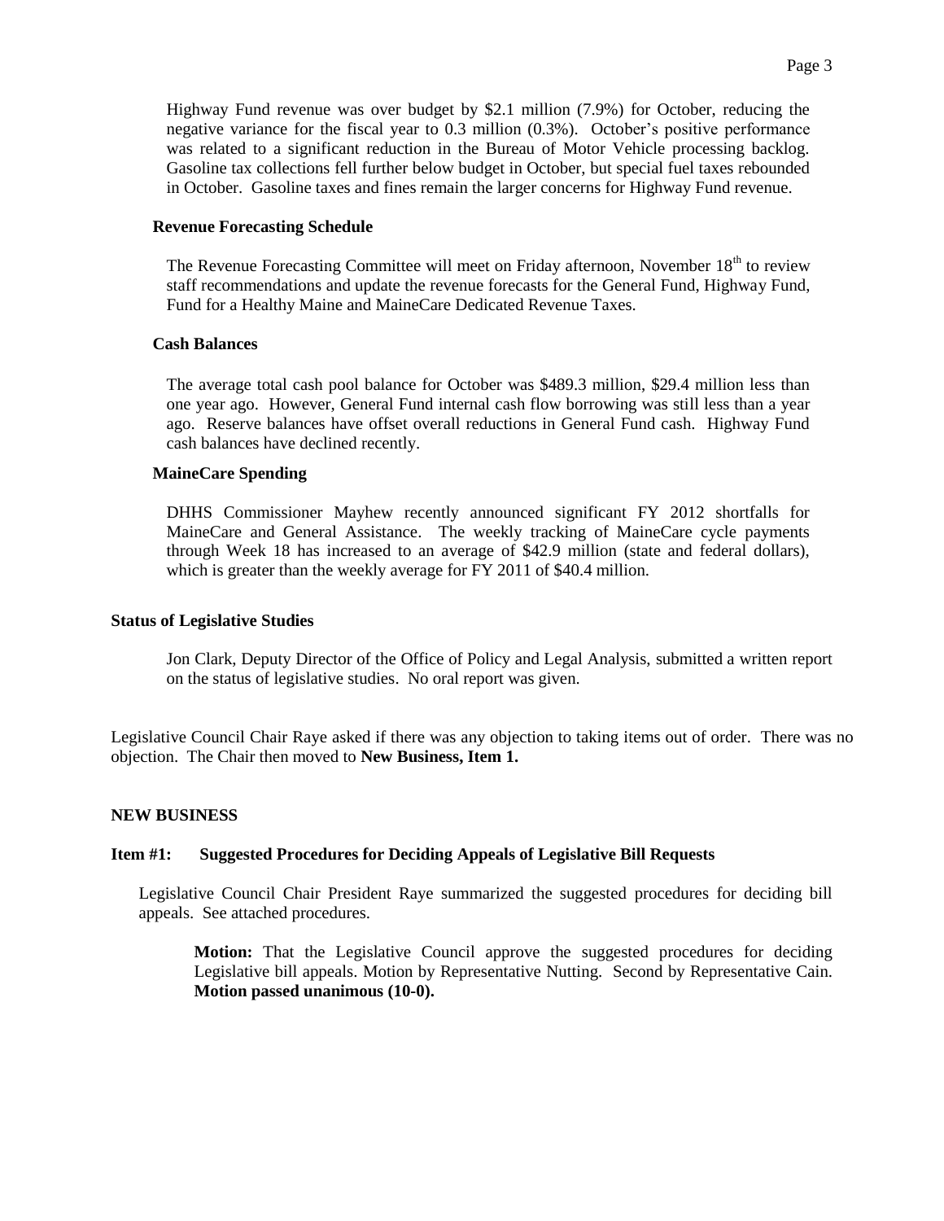Highway Fund revenue was over budget by \$2.1 million (7.9%) for October, reducing the negative variance for the fiscal year to 0.3 million (0.3%). October's positive performance was related to a significant reduction in the Bureau of Motor Vehicle processing backlog. Gasoline tax collections fell further below budget in October, but special fuel taxes rebounded in October. Gasoline taxes and fines remain the larger concerns for Highway Fund revenue.

**Revenue Forecasting Schedule**

The Revenue Forecasting Committee will meet on Friday afternoon, November 18th to review staff recommendations and update the revenue forecasts for the General Fund, Highway Fund, Fund for a Healthy Maine and MaineCare Dedicated Revenue Taxes.

**Cash Balances**

The average total cash pool balance for October was \$489.3 million, \$29.4 million less than one year ago. However, General Fund internal cash flow borrowing was still less than a year ago. Reserve balances have offset overall reductions in General Fund cash. Highway Fund cash balances have declined recently.

**MaineCare Spending**

DHHS Commissioner Mayhew recently announced significant FY 2012 shortfalls for MaineCare and General Assistance. The weekly tracking of MaineCare cycle payments through Week 18 has increased to an average of \$42.9 million (state and federal dollars), which is greater than the weekly average for FY 2011 of \$40.4 million.

**Status of Legislative Studies**

Jon Clark, Deputy Director of the Office of Policy and Legal Analysis, submitted a written report on the status of legislative studies. No oral report was given.

Legislative Council Chair Raye asked if there was any objection to taking items out of order. There was no objection. The Chair then moved to **New Business, Item 1.**

**NEW BUSINESS**

**Item #1: Suggested Procedures for Deciding Appeals of Legislative Bill Requests**

Legislative Council Chair President Raye summarized the suggested procedures for deciding bill appeals. See attached procedures.

**Motion:** That the Legislative Council approve the suggested procedures for deciding Legislative bill appeals. Motion by Representative Nutting. Second by Representative Cain. **Motion passed unanimous (10-0).**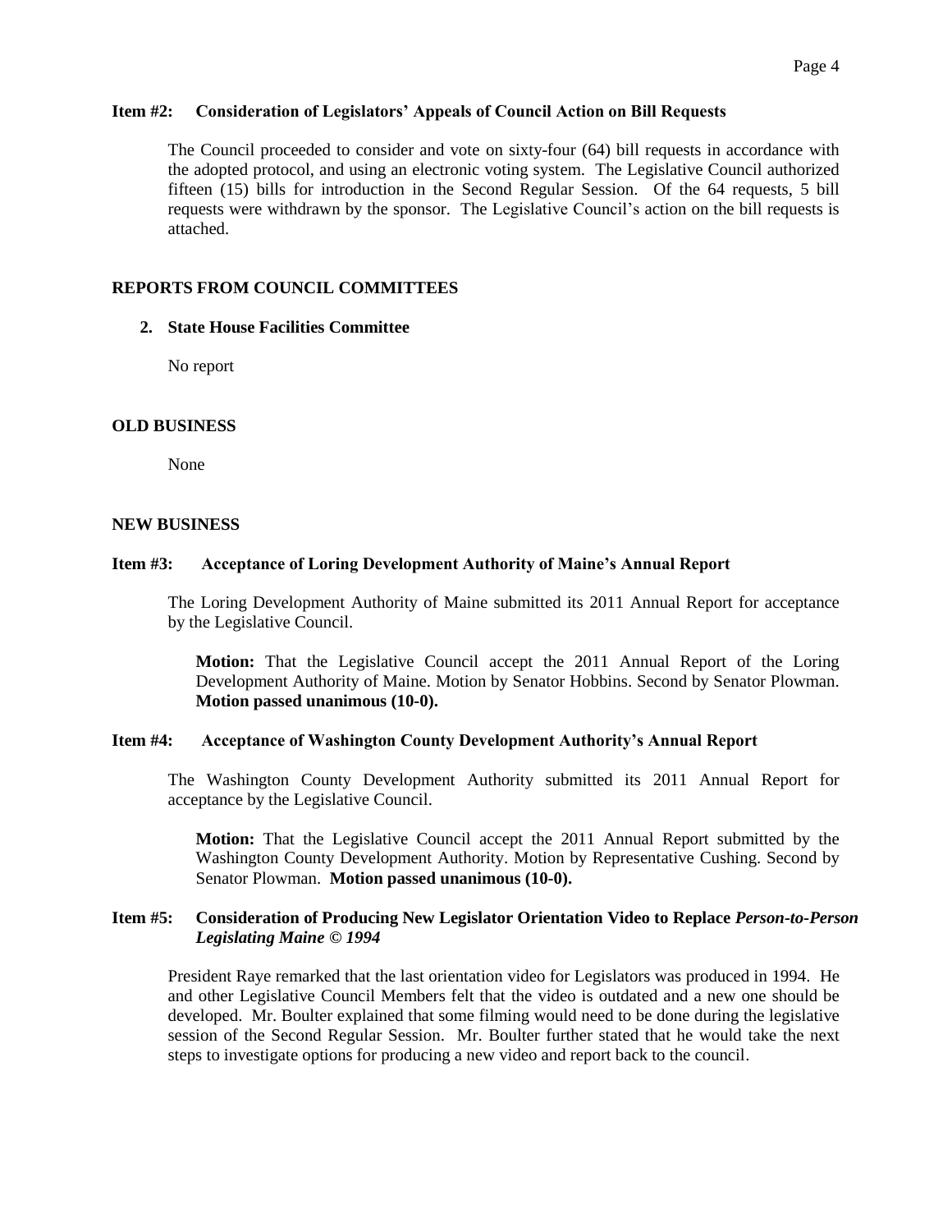**Item #2: Consideration of Legislators' Appeals of Council Action on Bill Requests**

The Council proceeded to consider and vote on sixty-four (64) bill requests in accordance with the adopted protocol, and using an electronic voting system. The Legislative Council authorized fifteen (15) bills for introduction in the Second Regular Session. Of the 64 requests, 5 bill requests were withdrawn by the sponsor. The Legislative Council's action on the bill requests is attached.

## REPORTS FROM COUNCIL COMMITTEES

**2. State House Facilities Committee**

No report

## OLD BUSINESS

None

## NEW BUSINESS

**Item #3: Acceptance of Loring Development Authority of Maine's Annual Report**

The Loring Development Authority of Maine submitted its 2011 Annual Report for acceptance by the Legislative Council.

**Motion:** That the Legislative Council accept the 2011 Annual Report of the Loring Development Authority of Maine. Motion by Senator Hobbins. Second by Senator Plowman. **Motion passed unanimous (10-0).**

**Item #4: Acceptance of Washington County Development Authority's Annual Report**

The Washington County Development Authority submitted its 2011 Annual Report for acceptance by the Legislative Council.

**Motion:** That the Legislative Council accept the 2011 Annual Report submitted by the Washington County Development Authority. Motion by Representative Cushing. Second by Senator Plowman. **Motion passed unanimous (10-0).**

**Item #5: Consideration of Producing New Legislator Orientation Video to Replace *Person-to-Person Legislating Maine © 1994***

President Raye remarked that the last orientation video for Legislators was produced in 1994. He and other Legislative Council Members felt that the video is outdated and a new one should be developed. Mr. Boulter explained that some filming would need to be done during the legislative session of the Second Regular Session. Mr. Boulter further stated that he would take the next steps to investigate options for producing a new video and report back to the council.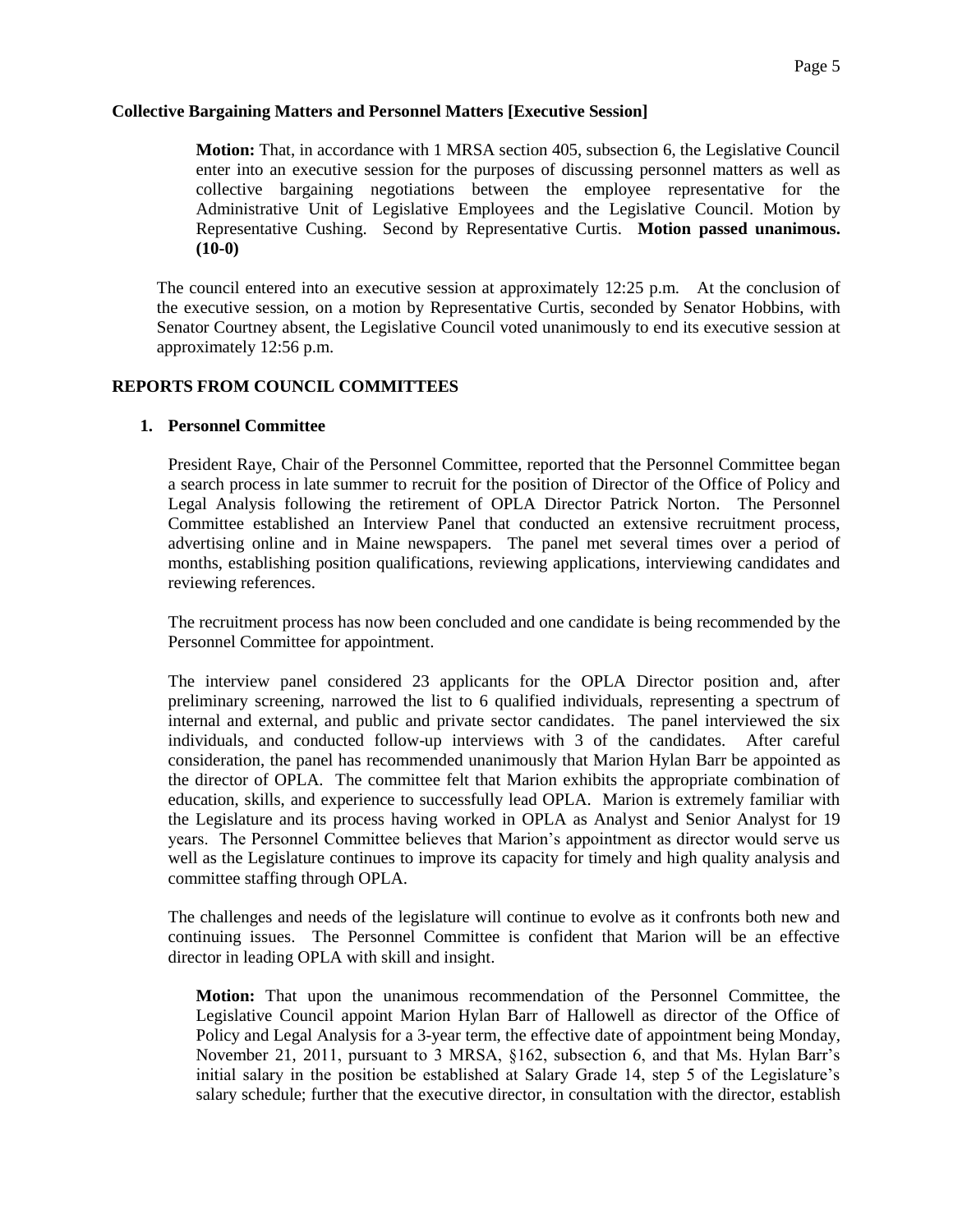**Collective Bargaining Matters and Personnel Matters [Executive Session]**

> **Motion:** That, in accordance with 1 MRSA section 405, subsection 6, the Legislative Council enter into an executive session for the purposes of discussing personnel matters as well as collective bargaining negotiations between the employee representative for the Administrative Unit of Legislative Employees and the Legislative Council. Motion by Representative Cushing. Second by Representative Curtis. **Motion passed unanimous. (10-0)**

The council entered into an executive session at approximately 12:25 p.m. At the conclusion of the executive session, on a motion by Representative Curtis, seconded by Senator Hobbins, with Senator Courtney absent, the Legislative Council voted unanimously to end its executive session at approximately 12:56 p.m.

## REPORTS FROM COUNCIL COMMITTEES

### 1. Personnel Committee

President Raye, Chair of the Personnel Committee, reported that the Personnel Committee began a search process in late summer to recruit for the position of Director of the Office of Policy and Legal Analysis following the retirement of OPLA Director Patrick Norton. The Personnel Committee established an Interview Panel that conducted an extensive recruitment process, advertising online and in Maine newspapers. The panel met several times over a period of months, establishing position qualifications, reviewing applications, interviewing candidates and reviewing references.

The recruitment process has now been concluded and one candidate is being recommended by the Personnel Committee for appointment.

The interview panel considered 23 applicants for the OPLA Director position and, after preliminary screening, narrowed the list to 6 qualified individuals, representing a spectrum of internal and external, and public and private sector candidates. The panel interviewed the six individuals, and conducted follow-up interviews with 3 of the candidates. After careful consideration, the panel has recommended unanimously that Marion Hylan Barr be appointed as the director of OPLA. The committee felt that Marion exhibits the appropriate combination of education, skills, and experience to successfully lead OPLA. Marion is extremely familiar with the Legislature and its process having worked in OPLA as Analyst and Senior Analyst for 19 years. The Personnel Committee believes that Marion's appointment as director would serve us well as the Legislature continues to improve its capacity for timely and high quality analysis and committee staffing through OPLA.

The challenges and needs of the legislature will continue to evolve as it confronts both new and continuing issues. The Personnel Committee is confident that Marion will be an effective director in leading OPLA with skill and insight.

> **Motion:** That upon the unanimous recommendation of the Personnel Committee, the Legislative Council appoint Marion Hylan Barr of Hallowell as director of the Office of Policy and Legal Analysis for a 3-year term, the effective date of appointment being Monday, November 21, 2011, pursuant to 3 MRSA, §162, subsection 6, and that Ms. Hylan Barr's initial salary in the position be established at Salary Grade 14, step 5 of the Legislature's salary schedule; further that the executive director, in consultation with the director, establish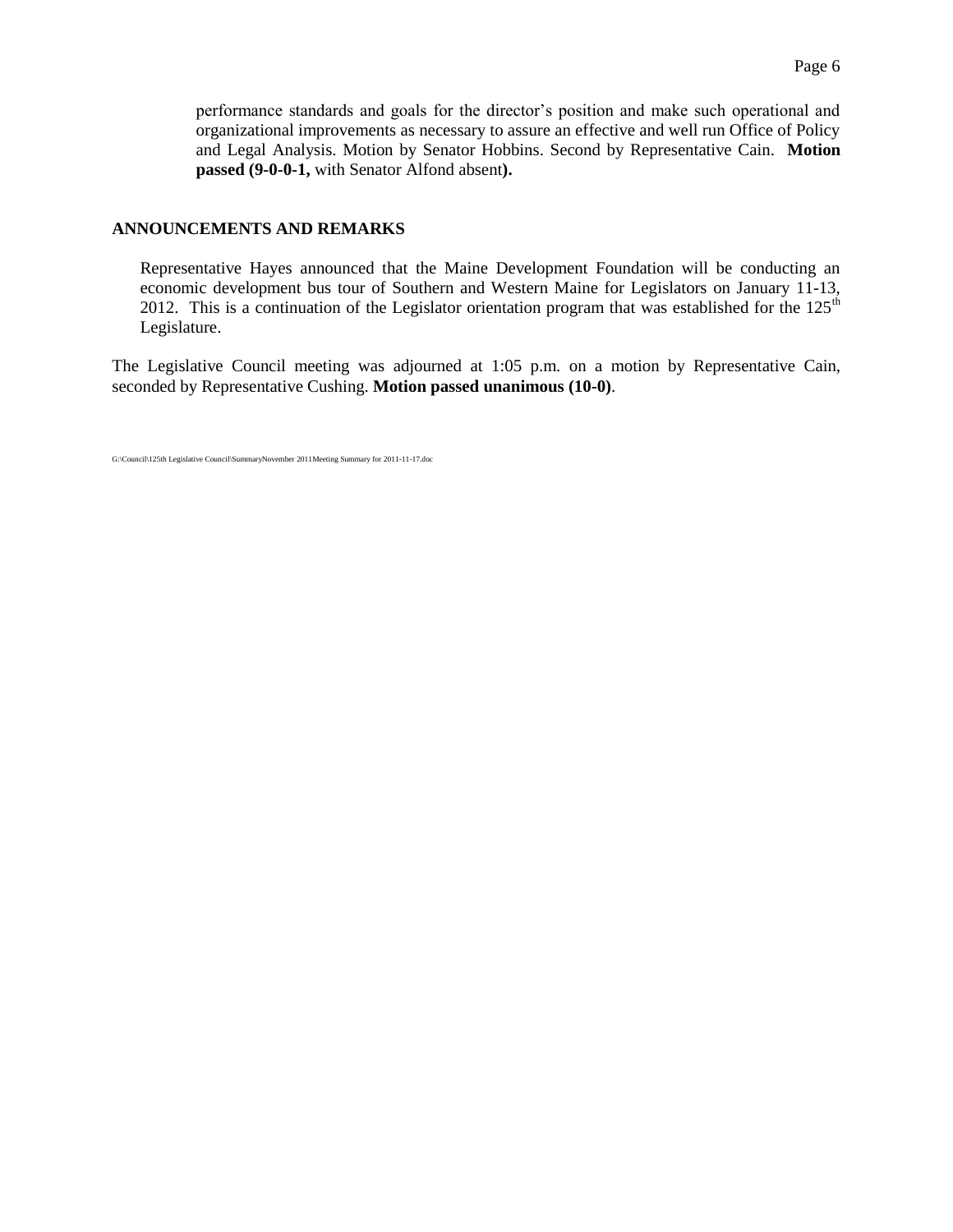performance standards and goals for the director's position and make such operational and organizational improvements as necessary to assure an effective and well run Office of Policy and Legal Analysis. Motion by Senator Hobbins. Second by Representative Cain. **Motion passed (9-0-0-1,** with Senator Alfond absent**).**

## ANNOUNCEMENTS AND REMARKS

Representative Hayes announced that the Maine Development Foundation will be conducting an economic development bus tour of Southern and Western Maine for Legislators on January 11-13, 2012. This is a continuation of the Legislator orientation program that was established for the 125th Legislature.

The Legislative Council meeting was adjourned at 1:05 p.m. on a motion by Representative Cain, seconded by Representative Cushing. **Motion passed unanimous (10-0)**.

G:\Council\125th Legislative Council\SummaryNovember 2011Meeting Summary for 2011-11-17.doc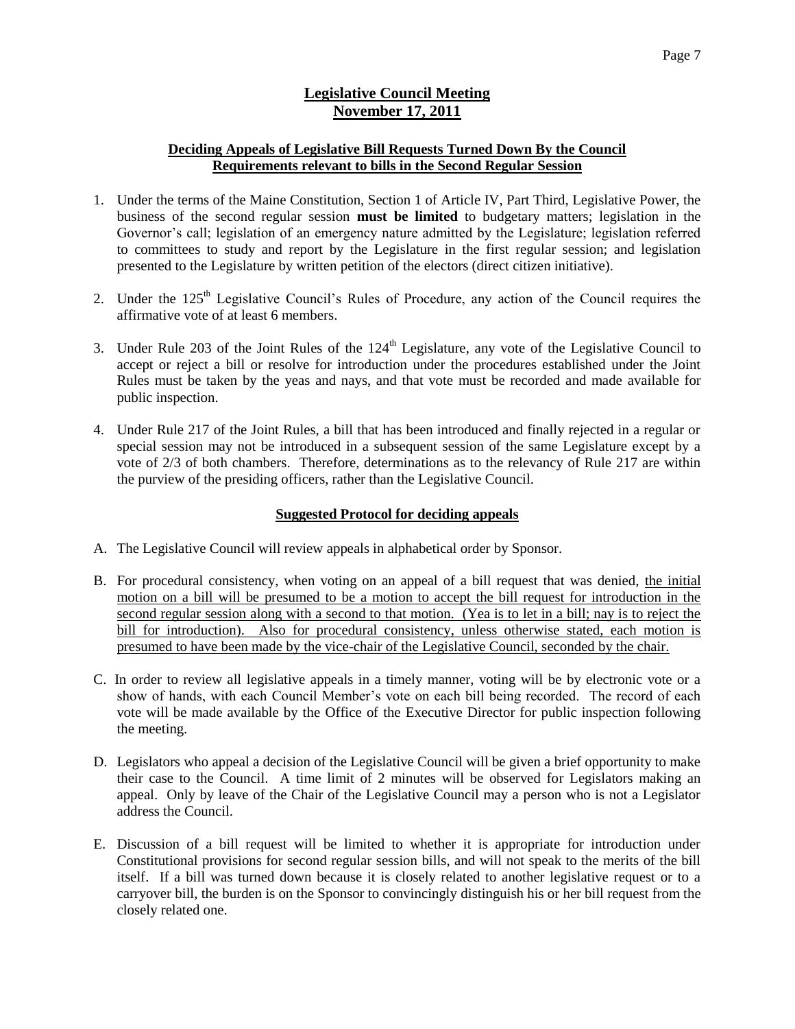## Legislative Council Meeting
## November 17, 2011

### Deciding Appeals of Legislative Bill Requests Turned Down By the Council
### Requirements relevant to bills in the Second Regular Session

1. Under the terms of the Maine Constitution, Section 1 of Article IV, Part Third, Legislative Power, the business of the second regular session **must be limited** to budgetary matters; legislation in the Governor's call; legislation of an emergency nature admitted by the Legislature; legislation referred to committees to study and report by the Legislature in the first regular session; and legislation presented to the Legislature by written petition of the electors (direct citizen initiative).

2. Under the 125th Legislative Council's Rules of Procedure, any action of the Council requires the affirmative vote of at least 6 members.

3. Under Rule 203 of the Joint Rules of the 124th Legislature, any vote of the Legislative Council to accept or reject a bill or resolve for introduction under the procedures established under the Joint Rules must be taken by the yeas and nays, and that vote must be recorded and made available for public inspection.

4. Under Rule 217 of the Joint Rules, a bill that has been introduced and finally rejected in a regular or special session may not be introduced in a subsequent session of the same Legislature except by a vote of 2/3 of both chambers. Therefore, determinations as to the relevancy of Rule 217 are within the purview of the presiding officers, rather than the Legislative Council.

### Suggested Protocol for deciding appeals

A. The Legislative Council will review appeals in alphabetical order by Sponsor.

B. For procedural consistency, when voting on an appeal of a bill request that was denied, the initial motion on a bill will be presumed to be a motion to accept the bill request for introduction in the second regular session along with a second to that motion. (Yea is to let in a bill; nay is to reject the bill for introduction). Also for procedural consistency, unless otherwise stated, each motion is presumed to have been made by the vice-chair of the Legislative Council, seconded by the chair.

C. In order to review all legislative appeals in a timely manner, voting will be by electronic vote or a show of hands, with each Council Member's vote on each bill being recorded. The record of each vote will be made available by the Office of the Executive Director for public inspection following the meeting.

D. Legislators who appeal a decision of the Legislative Council will be given a brief opportunity to make their case to the Council. A time limit of 2 minutes will be observed for Legislators making an appeal. Only by leave of the Chair of the Legislative Council may a person who is not a Legislator address the Council.

E. Discussion of a bill request will be limited to whether it is appropriate for introduction under Constitutional provisions for second regular session bills, and will not speak to the merits of the bill itself. If a bill was turned down because it is closely related to another legislative request or to a carryover bill, the burden is on the Sponsor to convincingly distinguish his or her bill request from the closely related one.